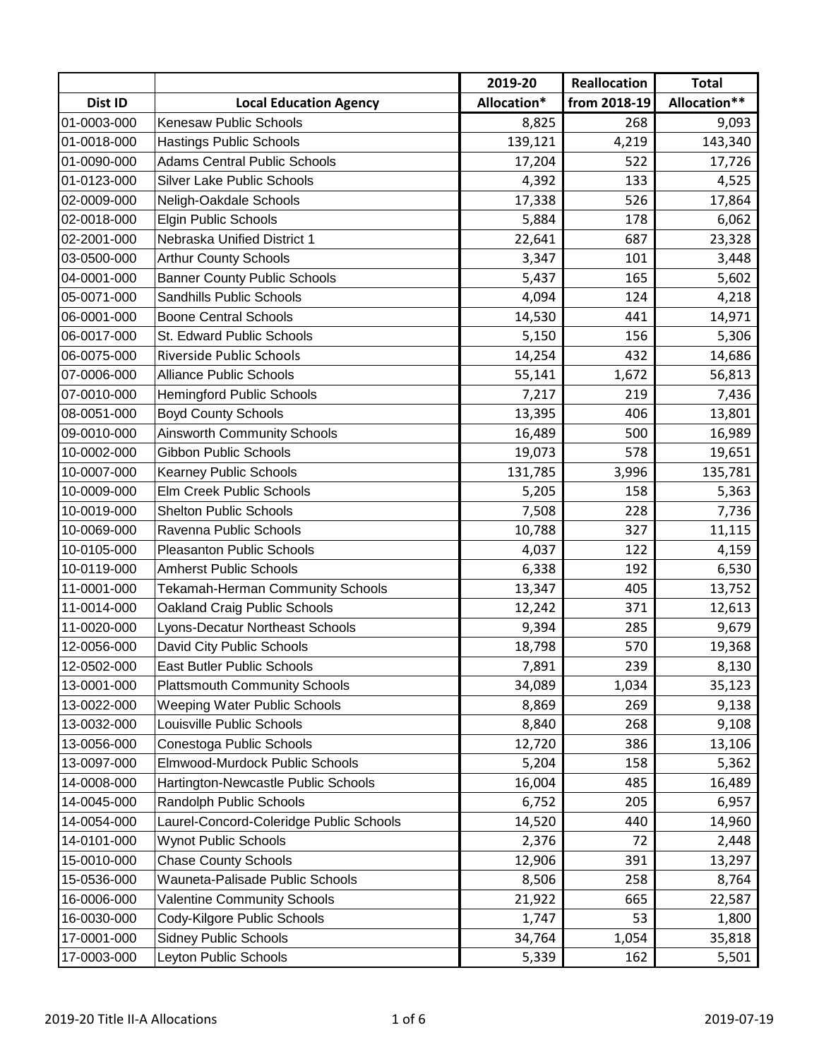| | | 2019-20 | Reallocation | Total |
|---|---|---|---|---|
| Dist ID | Local Education Agency | Allocation* | from 2018-19 | Allocation** |
| 01-0003-000 | Kenesaw Public Schools | 8,825 | 268 | 9,093 |
| 01-0018-000 | Hastings Public Schools | 139,121 | 4,219 | 143,340 |
| 01-0090-000 | Adams Central Public Schools | 17,204 | 522 | 17,726 |
| 01-0123-000 | Silver Lake Public Schools | 4,392 | 133 | 4,525 |
| 02-0009-000 | Neligh-Oakdale Schools | 17,338 | 526 | 17,864 |
| 02-0018-000 | Elgin Public Schools | 5,884 | 178 | 6,062 |
| 02-2001-000 | Nebraska Unified District 1 | 22,641 | 687 | 23,328 |
| 03-0500-000 | Arthur County Schools | 3,347 | 101 | 3,448 |
| 04-0001-000 | Banner County Public Schools | 5,437 | 165 | 5,602 |
| 05-0071-000 | Sandhills Public Schools | 4,094 | 124 | 4,218 |
| 06-0001-000 | Boone Central Schools | 14,530 | 441 | 14,971 |
| 06-0017-000 | St. Edward Public Schools | 5,150 | 156 | 5,306 |
| 06-0075-000 | Riverside Public Schools | 14,254 | 432 | 14,686 |
| 07-0006-000 | Alliance Public Schools | 55,141 | 1,672 | 56,813 |
| 07-0010-000 | Hemingford Public Schools | 7,217 | 219 | 7,436 |
| 08-0051-000 | Boyd County Schools | 13,395 | 406 | 13,801 |
| 09-0010-000 | Ainsworth Community Schools | 16,489 | 500 | 16,989 |
| 10-0002-000 | Gibbon Public Schools | 19,073 | 578 | 19,651 |
| 10-0007-000 | Kearney Public Schools | 131,785 | 3,996 | 135,781 |
| 10-0009-000 | Elm Creek Public Schools | 5,205 | 158 | 5,363 |
| 10-0019-000 | Shelton Public Schools | 7,508 | 228 | 7,736 |
| 10-0069-000 | Ravenna Public Schools | 10,788 | 327 | 11,115 |
| 10-0105-000 | Pleasanton Public Schools | 4,037 | 122 | 4,159 |
| 10-0119-000 | Amherst Public Schools | 6,338 | 192 | 6,530 |
| 11-0001-000 | Tekamah-Herman Community Schools | 13,347 | 405 | 13,752 |
| 11-0014-000 | Oakland Craig Public Schools | 12,242 | 371 | 12,613 |
| 11-0020-000 | Lyons-Decatur Northeast Schools | 9,394 | 285 | 9,679 |
| 12-0056-000 | David City Public Schools | 18,798 | 570 | 19,368 |
| 12-0502-000 | East Butler Public Schools | 7,891 | 239 | 8,130 |
| 13-0001-000 | Plattsmouth Community Schools | 34,089 | 1,034 | 35,123 |
| 13-0022-000 | Weeping Water Public Schools | 8,869 | 269 | 9,138 |
| 13-0032-000 | Louisville Public Schools | 8,840 | 268 | 9,108 |
| 13-0056-000 | Conestoga Public Schools | 12,720 | 386 | 13,106 |
| 13-0097-000 | Elmwood-Murdock Public Schools | 5,204 | 158 | 5,362 |
| 14-0008-000 | Hartington-Newcastle Public Schools | 16,004 | 485 | 16,489 |
| 14-0045-000 | Randolph Public Schools | 6,752 | 205 | 6,957 |
| 14-0054-000 | Laurel-Concord-Coleridge Public Schools | 14,520 | 440 | 14,960 |
| 14-0101-000 | Wynot Public Schools | 2,376 | 72 | 2,448 |
| 15-0010-000 | Chase County Schools | 12,906 | 391 | 13,297 |
| 15-0536-000 | Wauneta-Palisade Public Schools | 8,506 | 258 | 8,764 |
| 16-0006-000 | Valentine Community Schools | 21,922 | 665 | 22,587 |
| 16-0030-000 | Cody-Kilgore Public Schools | 1,747 | 53 | 1,800 |
| 17-0001-000 | Sidney Public Schools | 34,764 | 1,054 | 35,818 |
| 17-0003-000 | Leyton Public Schools | 5,339 | 162 | 5,501 |

2019-20 Title II-A Allocations

2019-07-19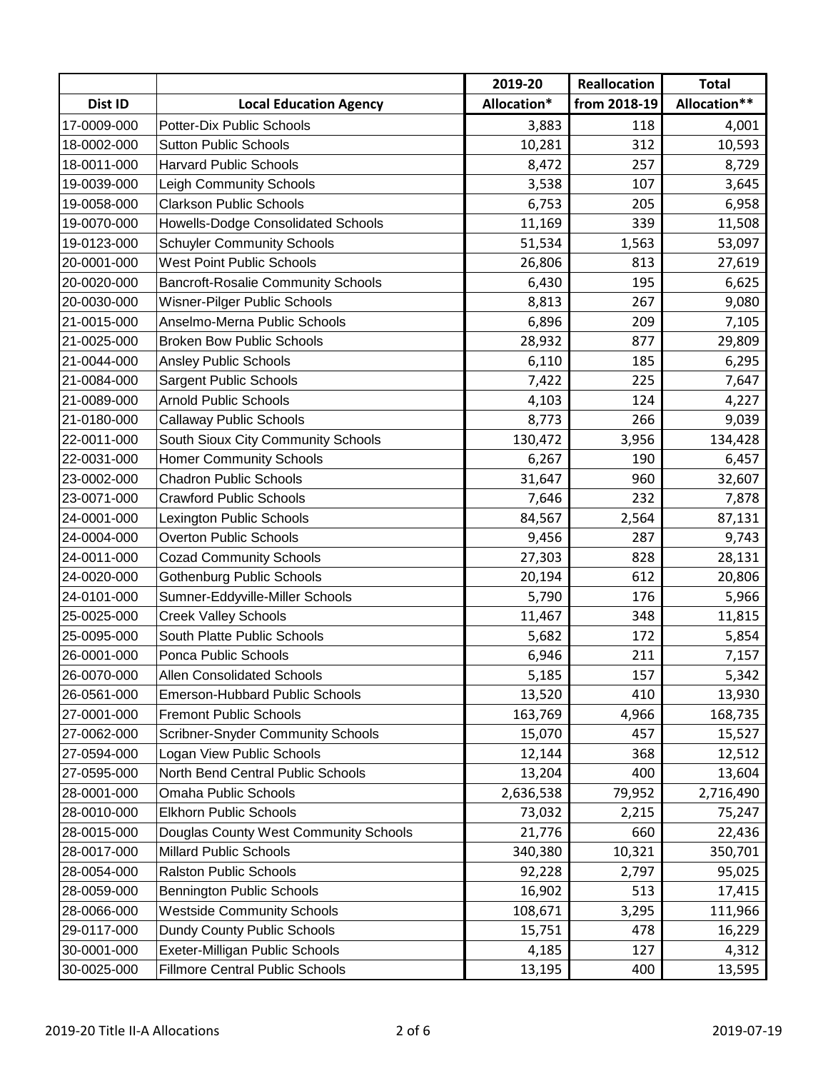| | | 2019-20 | Reallocation | Total |
|---|---|---|---|---|
| Dist ID | Local Education Agency | Allocation* | from 2018-19 | Allocation** |
| 17-0009-000 | Potter-Dix Public Schools | 3,883 | 118 | 4,001 |
| 18-0002-000 | Sutton Public Schools | 10,281 | 312 | 10,593 |
| 18-0011-000 | Harvard Public Schools | 8,472 | 257 | 8,729 |
| 19-0039-000 | Leigh Community Schools | 3,538 | 107 | 3,645 |
| 19-0058-000 | Clarkson Public Schools | 6,753 | 205 | 6,958 |
| 19-0070-000 | Howells-Dodge Consolidated Schools | 11,169 | 339 | 11,508 |
| 19-0123-000 | Schuyler Community Schools | 51,534 | 1,563 | 53,097 |
| 20-0001-000 | West Point Public Schools | 26,806 | 813 | 27,619 |
| 20-0020-000 | Bancroft-Rosalie Community Schools | 6,430 | 195 | 6,625 |
| 20-0030-000 | Wisner-Pilger Public Schools | 8,813 | 267 | 9,080 |
| 21-0015-000 | Anselmo-Merna Public Schools | 6,896 | 209 | 7,105 |
| 21-0025-000 | Broken Bow Public Schools | 28,932 | 877 | 29,809 |
| 21-0044-000 | Ansley Public Schools | 6,110 | 185 | 6,295 |
| 21-0084-000 | Sargent Public Schools | 7,422 | 225 | 7,647 |
| 21-0089-000 | Arnold Public Schools | 4,103 | 124 | 4,227 |
| 21-0180-000 | Callaway Public Schools | 8,773 | 266 | 9,039 |
| 22-0011-000 | South Sioux City Community Schools | 130,472 | 3,956 | 134,428 |
| 22-0031-000 | Homer Community Schools | 6,267 | 190 | 6,457 |
| 23-0002-000 | Chadron Public Schools | 31,647 | 960 | 32,607 |
| 23-0071-000 | Crawford Public Schools | 7,646 | 232 | 7,878 |
| 24-0001-000 | Lexington Public Schools | 84,567 | 2,564 | 87,131 |
| 24-0004-000 | Overton Public Schools | 9,456 | 287 | 9,743 |
| 24-0011-000 | Cozad Community Schools | 27,303 | 828 | 28,131 |
| 24-0020-000 | Gothenburg Public Schools | 20,194 | 612 | 20,806 |
| 24-0101-000 | Sumner-Eddyville-Miller Schools | 5,790 | 176 | 5,966 |
| 25-0025-000 | Creek Valley Schools | 11,467 | 348 | 11,815 |
| 25-0095-000 | South Platte Public Schools | 5,682 | 172 | 5,854 |
| 26-0001-000 | Ponca Public Schools | 6,946 | 211 | 7,157 |
| 26-0070-000 | Allen Consolidated Schools | 5,185 | 157 | 5,342 |
| 26-0561-000 | Emerson-Hubbard Public Schools | 13,520 | 410 | 13,930 |
| 27-0001-000 | Fremont Public Schools | 163,769 | 4,966 | 168,735 |
| 27-0062-000 | Scribner-Snyder Community Schools | 15,070 | 457 | 15,527 |
| 27-0594-000 | Logan View Public Schools | 12,144 | 368 | 12,512 |
| 27-0595-000 | North Bend Central Public Schools | 13,204 | 400 | 13,604 |
| 28-0001-000 | Omaha Public Schools | 2,636,538 | 79,952 | 2,716,490 |
| 28-0010-000 | Elkhorn Public Schools | 73,032 | 2,215 | 75,247 |
| 28-0015-000 | Douglas County West Community Schools | 21,776 | 660 | 22,436 |
| 28-0017-000 | Millard Public Schools | 340,380 | 10,321 | 350,701 |
| 28-0054-000 | Ralston Public Schools | 92,228 | 2,797 | 95,025 |
| 28-0059-000 | Bennington Public Schools | 16,902 | 513 | 17,415 |
| 28-0066-000 | Westside Community Schools | 108,671 | 3,295 | 111,966 |
| 29-0117-000 | Dundy County Public Schools | 15,751 | 478 | 16,229 |
| 30-0001-000 | Exeter-Milligan Public Schools | 4,185 | 127 | 4,312 |
| 30-0025-000 | Fillmore Central Public Schools | 13,195 | 400 | 13,595 |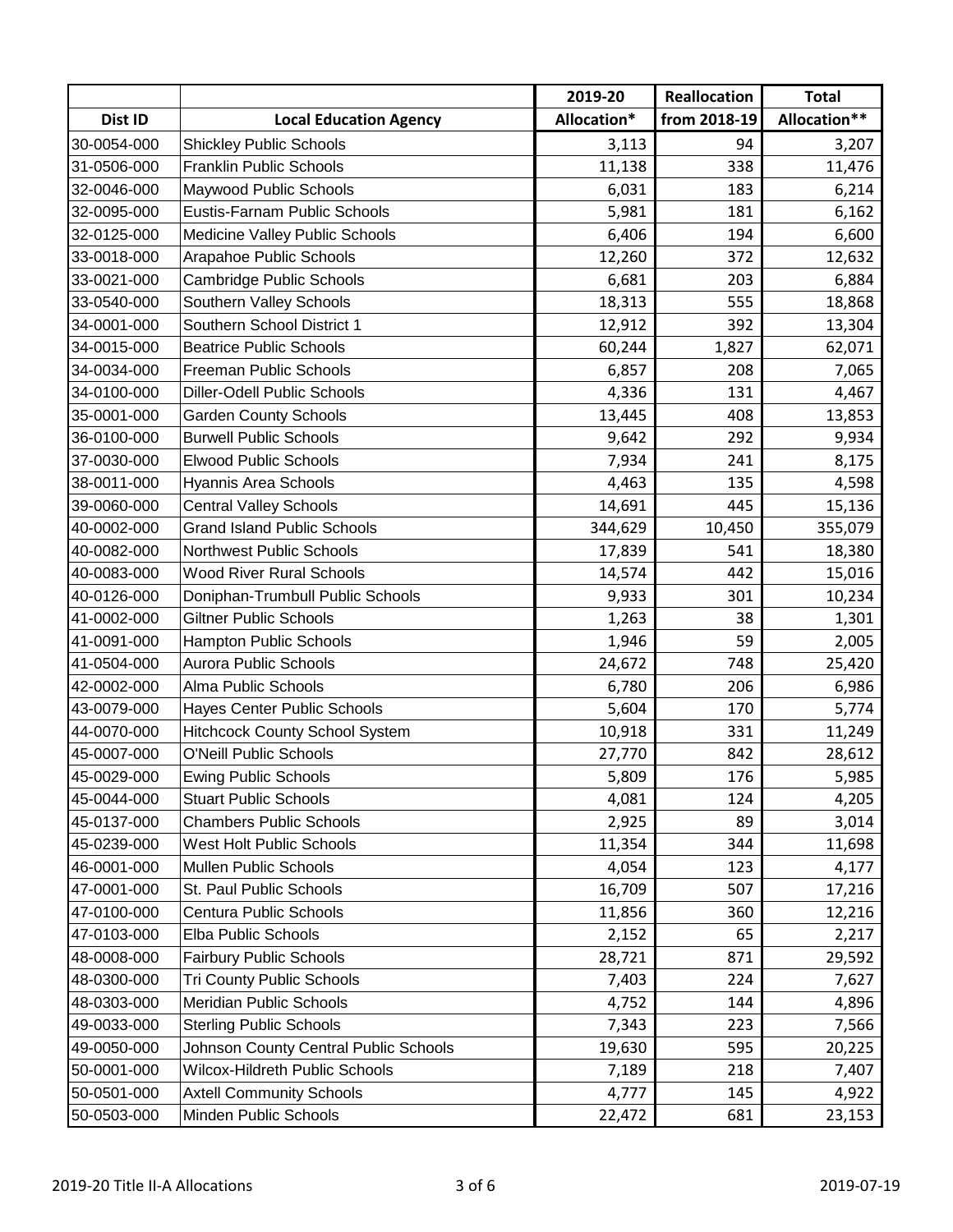| | | 2019-20 | Reallocation | Total |
|---|---|---|---|---|
| Dist ID | Local Education Agency | Allocation* | from 2018-19 | Allocation** |
| 30-0054-000 | Shickley Public Schools | 3,113 | 94 | 3,207 |
| 31-0506-000 | Franklin Public Schools | 11,138 | 338 | 11,476 |
| 32-0046-000 | Maywood Public Schools | 6,031 | 183 | 6,214 |
| 32-0095-000 | Eustis-Farnam Public Schools | 5,981 | 181 | 6,162 |
| 32-0125-000 | Medicine Valley Public Schools | 6,406 | 194 | 6,600 |
| 33-0018-000 | Arapahoe Public Schools | 12,260 | 372 | 12,632 |
| 33-0021-000 | Cambridge Public Schools | 6,681 | 203 | 6,884 |
| 33-0540-000 | Southern Valley Schools | 18,313 | 555 | 18,868 |
| 34-0001-000 | Southern School District 1 | 12,912 | 392 | 13,304 |
| 34-0015-000 | Beatrice Public Schools | 60,244 | 1,827 | 62,071 |
| 34-0034-000 | Freeman Public Schools | 6,857 | 208 | 7,065 |
| 34-0100-000 | Diller-Odell Public Schools | 4,336 | 131 | 4,467 |
| 35-0001-000 | Garden County Schools | 13,445 | 408 | 13,853 |
| 36-0100-000 | Burwell Public Schools | 9,642 | 292 | 9,934 |
| 37-0030-000 | Elwood Public Schools | 7,934 | 241 | 8,175 |
| 38-0011-000 | Hyannis Area Schools | 4,463 | 135 | 4,598 |
| 39-0060-000 | Central Valley Schools | 14,691 | 445 | 15,136 |
| 40-0002-000 | Grand Island Public Schools | 344,629 | 10,450 | 355,079 |
| 40-0082-000 | Northwest Public Schools | 17,839 | 541 | 18,380 |
| 40-0083-000 | Wood River Rural Schools | 14,574 | 442 | 15,016 |
| 40-0126-000 | Doniphan-Trumbull Public Schools | 9,933 | 301 | 10,234 |
| 41-0002-000 | Giltner Public Schools | 1,263 | 38 | 1,301 |
| 41-0091-000 | Hampton Public Schools | 1,946 | 59 | 2,005 |
| 41-0504-000 | Aurora Public Schools | 24,672 | 748 | 25,420 |
| 42-0002-000 | Alma Public Schools | 6,780 | 206 | 6,986 |
| 43-0079-000 | Hayes Center Public Schools | 5,604 | 170 | 5,774 |
| 44-0070-000 | Hitchcock County School System | 10,918 | 331 | 11,249 |
| 45-0007-000 | O'Neill Public Schools | 27,770 | 842 | 28,612 |
| 45-0029-000 | Ewing Public Schools | 5,809 | 176 | 5,985 |
| 45-0044-000 | Stuart Public Schools | 4,081 | 124 | 4,205 |
| 45-0137-000 | Chambers Public Schools | 2,925 | 89 | 3,014 |
| 45-0239-000 | West Holt Public Schools | 11,354 | 344 | 11,698 |
| 46-0001-000 | Mullen Public Schools | 4,054 | 123 | 4,177 |
| 47-0001-000 | St. Paul Public Schools | 16,709 | 507 | 17,216 |
| 47-0100-000 | Centura Public Schools | 11,856 | 360 | 12,216 |
| 47-0103-000 | Elba Public Schools | 2,152 | 65 | 2,217 |
| 48-0008-000 | Fairbury Public Schools | 28,721 | 871 | 29,592 |
| 48-0300-000 | Tri County Public Schools | 7,403 | 224 | 7,627 |
| 48-0303-000 | Meridian Public Schools | 4,752 | 144 | 4,896 |
| 49-0033-000 | Sterling Public Schools | 7,343 | 223 | 7,566 |
| 49-0050-000 | Johnson County Central Public Schools | 19,630 | 595 | 20,225 |
| 50-0001-000 | Wilcox-Hildreth Public Schools | 7,189 | 218 | 7,407 |
| 50-0501-000 | Axtell Community Schools | 4,777 | 145 | 4,922 |
| 50-0503-000 | Minden Public Schools | 22,472 | 681 | 23,153 |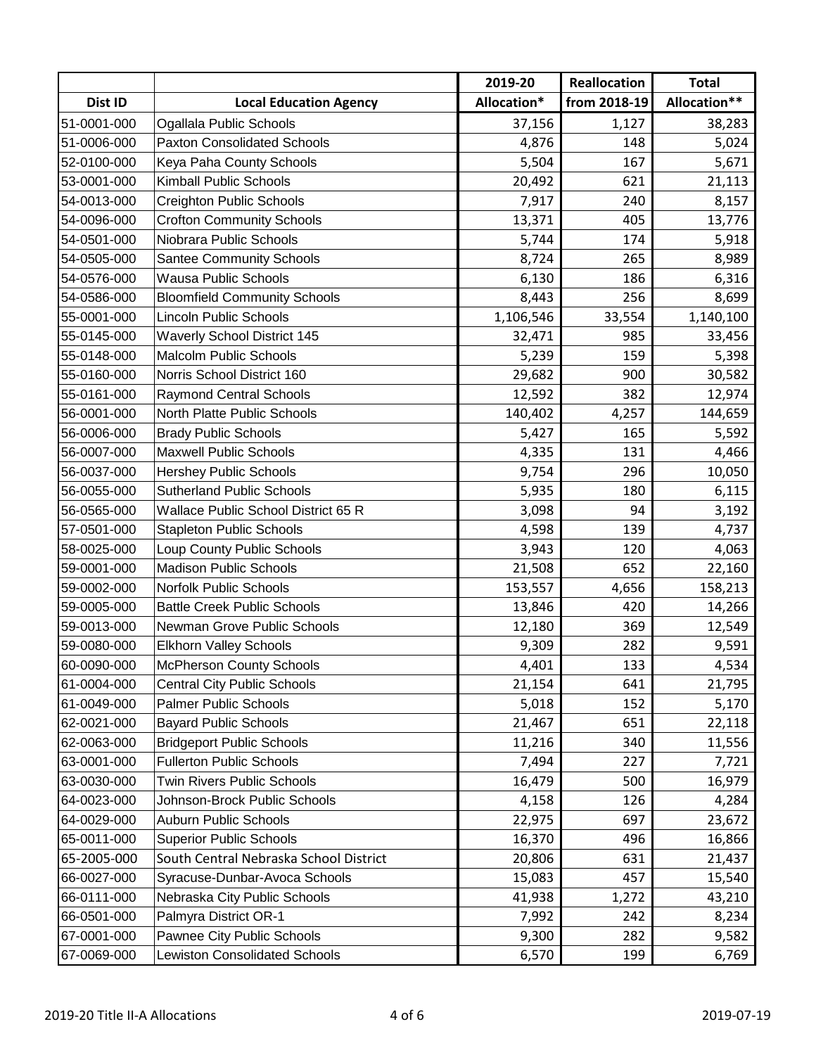| | | 2019-20 | Reallocation | Total |
|---|---|---|---|---|
| Dist ID | Local Education Agency | Allocation* | from 2018-19 | Allocation** |
| 51-0001-000 | Ogallala Public Schools | 37,156 | 1,127 | 38,283 |
| 51-0006-000 | Paxton Consolidated Schools | 4,876 | 148 | 5,024 |
| 52-0100-000 | Keya Paha County Schools | 5,504 | 167 | 5,671 |
| 53-0001-000 | Kimball Public Schools | 20,492 | 621 | 21,113 |
| 54-0013-000 | Creighton Public Schools | 7,917 | 240 | 8,157 |
| 54-0096-000 | Crofton Community Schools | 13,371 | 405 | 13,776 |
| 54-0501-000 | Niobrara Public Schools | 5,744 | 174 | 5,918 |
| 54-0505-000 | Santee Community Schools | 8,724 | 265 | 8,989 |
| 54-0576-000 | Wausa Public Schools | 6,130 | 186 | 6,316 |
| 54-0586-000 | Bloomfield Community Schools | 8,443 | 256 | 8,699 |
| 55-0001-000 | Lincoln Public Schools | 1,106,546 | 33,554 | 1,140,100 |
| 55-0145-000 | Waverly School District 145 | 32,471 | 985 | 33,456 |
| 55-0148-000 | Malcolm Public Schools | 5,239 | 159 | 5,398 |
| 55-0160-000 | Norris School District 160 | 29,682 | 900 | 30,582 |
| 55-0161-000 | Raymond Central Schools | 12,592 | 382 | 12,974 |
| 56-0001-000 | North Platte Public Schools | 140,402 | 4,257 | 144,659 |
| 56-0006-000 | Brady Public Schools | 5,427 | 165 | 5,592 |
| 56-0007-000 | Maxwell Public Schools | 4,335 | 131 | 4,466 |
| 56-0037-000 | Hershey Public Schools | 9,754 | 296 | 10,050 |
| 56-0055-000 | Sutherland Public Schools | 5,935 | 180 | 6,115 |
| 56-0565-000 | Wallace Public School District 65 R | 3,098 | 94 | 3,192 |
| 57-0501-000 | Stapleton Public Schools | 4,598 | 139 | 4,737 |
| 58-0025-000 | Loup County Public Schools | 3,943 | 120 | 4,063 |
| 59-0001-000 | Madison Public Schools | 21,508 | 652 | 22,160 |
| 59-0002-000 | Norfolk Public Schools | 153,557 | 4,656 | 158,213 |
| 59-0005-000 | Battle Creek Public Schools | 13,846 | 420 | 14,266 |
| 59-0013-000 | Newman Grove Public Schools | 12,180 | 369 | 12,549 |
| 59-0080-000 | Elkhorn Valley Schools | 9,309 | 282 | 9,591 |
| 60-0090-000 | McPherson County Schools | 4,401 | 133 | 4,534 |
| 61-0004-000 | Central City Public Schools | 21,154 | 641 | 21,795 |
| 61-0049-000 | Palmer Public Schools | 5,018 | 152 | 5,170 |
| 62-0021-000 | Bayard Public Schools | 21,467 | 651 | 22,118 |
| 62-0063-000 | Bridgeport Public Schools | 11,216 | 340 | 11,556 |
| 63-0001-000 | Fullerton Public Schools | 7,494 | 227 | 7,721 |
| 63-0030-000 | Twin Rivers Public Schools | 16,479 | 500 | 16,979 |
| 64-0023-000 | Johnson-Brock Public Schools | 4,158 | 126 | 4,284 |
| 64-0029-000 | Auburn Public Schools | 22,975 | 697 | 23,672 |
| 65-0011-000 | Superior Public Schools | 16,370 | 496 | 16,866 |
| 65-2005-000 | South Central Nebraska School District | 20,806 | 631 | 21,437 |
| 66-0027-000 | Syracuse-Dunbar-Avoca Schools | 15,083 | 457 | 15,540 |
| 66-0111-000 | Nebraska City Public Schools | 41,938 | 1,272 | 43,210 |
| 66-0501-000 | Palmyra District OR-1 | 7,992 | 242 | 8,234 |
| 67-0001-000 | Pawnee City Public Schools | 9,300 | 282 | 9,582 |
| 67-0069-000 | Lewiston Consolidated Schools | 6,570 | 199 | 6,769 |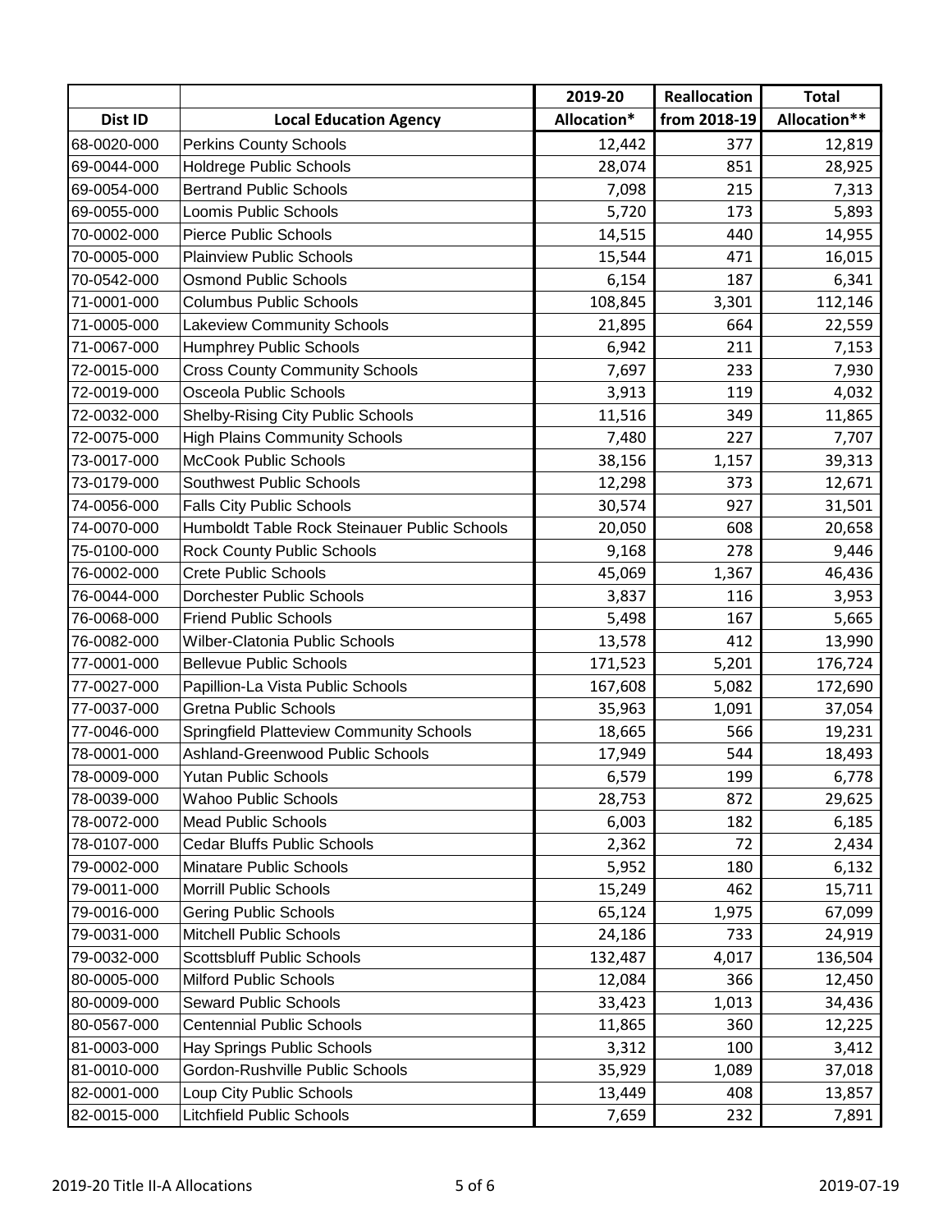| Dist ID | Local Education Agency | 2019-20 Allocation* | Reallocation from 2018-19 | Total Allocation** |
|---|---|---|---|---|
| 68-0020-000 | Perkins County Schools | 12,442 | 377 | 12,819 |
| 69-0044-000 | Holdrege Public Schools | 28,074 | 851 | 28,925 |
| 69-0054-000 | Bertrand Public Schools | 7,098 | 215 | 7,313 |
| 69-0055-000 | Loomis Public Schools | 5,720 | 173 | 5,893 |
| 70-0002-000 | Pierce Public Schools | 14,515 | 440 | 14,955 |
| 70-0005-000 | Plainview Public Schools | 15,544 | 471 | 16,015 |
| 70-0542-000 | Osmond Public Schools | 6,154 | 187 | 6,341 |
| 71-0001-000 | Columbus Public Schools | 108,845 | 3,301 | 112,146 |
| 71-0005-000 | Lakeview Community Schools | 21,895 | 664 | 22,559 |
| 71-0067-000 | Humphrey Public Schools | 6,942 | 211 | 7,153 |
| 72-0015-000 | Cross County Community Schools | 7,697 | 233 | 7,930 |
| 72-0019-000 | Osceola Public Schools | 3,913 | 119 | 4,032 |
| 72-0032-000 | Shelby-Rising City Public Schools | 11,516 | 349 | 11,865 |
| 72-0075-000 | High Plains Community Schools | 7,480 | 227 | 7,707 |
| 73-0017-000 | McCook Public Schools | 38,156 | 1,157 | 39,313 |
| 73-0179-000 | Southwest Public Schools | 12,298 | 373 | 12,671 |
| 74-0056-000 | Falls City Public Schools | 30,574 | 927 | 31,501 |
| 74-0070-000 | Humboldt Table Rock Steinauer Public Schools | 20,050 | 608 | 20,658 |
| 75-0100-000 | Rock County Public Schools | 9,168 | 278 | 9,446 |
| 76-0002-000 | Crete Public Schools | 45,069 | 1,367 | 46,436 |
| 76-0044-000 | Dorchester Public Schools | 3,837 | 116 | 3,953 |
| 76-0068-000 | Friend Public Schools | 5,498 | 167 | 5,665 |
| 76-0082-000 | Wilber-Clatonia Public Schools | 13,578 | 412 | 13,990 |
| 77-0001-000 | Bellevue Public Schools | 171,523 | 5,201 | 176,724 |
| 77-0027-000 | Papillion-La Vista Public Schools | 167,608 | 5,082 | 172,690 |
| 77-0037-000 | Gretna Public Schools | 35,963 | 1,091 | 37,054 |
| 77-0046-000 | Springfield Platteview Community Schools | 18,665 | 566 | 19,231 |
| 78-0001-000 | Ashland-Greenwood Public Schools | 17,949 | 544 | 18,493 |
| 78-0009-000 | Yutan Public Schools | 6,579 | 199 | 6,778 |
| 78-0039-000 | Wahoo Public Schools | 28,753 | 872 | 29,625 |
| 78-0072-000 | Mead Public Schools | 6,003 | 182 | 6,185 |
| 78-0107-000 | Cedar Bluffs Public Schools | 2,362 | 72 | 2,434 |
| 79-0002-000 | Minatare Public Schools | 5,952 | 180 | 6,132 |
| 79-0011-000 | Morrill Public Schools | 15,249 | 462 | 15,711 |
| 79-0016-000 | Gering Public Schools | 65,124 | 1,975 | 67,099 |
| 79-0031-000 | Mitchell Public Schools | 24,186 | 733 | 24,919 |
| 79-0032-000 | Scottsbluff Public Schools | 132,487 | 4,017 | 136,504 |
| 80-0005-000 | Milford Public Schools | 12,084 | 366 | 12,450 |
| 80-0009-000 | Seward Public Schools | 33,423 | 1,013 | 34,436 |
| 80-0567-000 | Centennial Public Schools | 11,865 | 360 | 12,225 |
| 81-0003-000 | Hay Springs Public Schools | 3,312 | 100 | 3,412 |
| 81-0010-000 | Gordon-Rushville Public Schools | 35,929 | 1,089 | 37,018 |
| 82-0001-000 | Loup City Public Schools | 13,449 | 408 | 13,857 |
| 82-0015-000 | Litchfield Public Schools | 7,659 | 232 | 7,891 |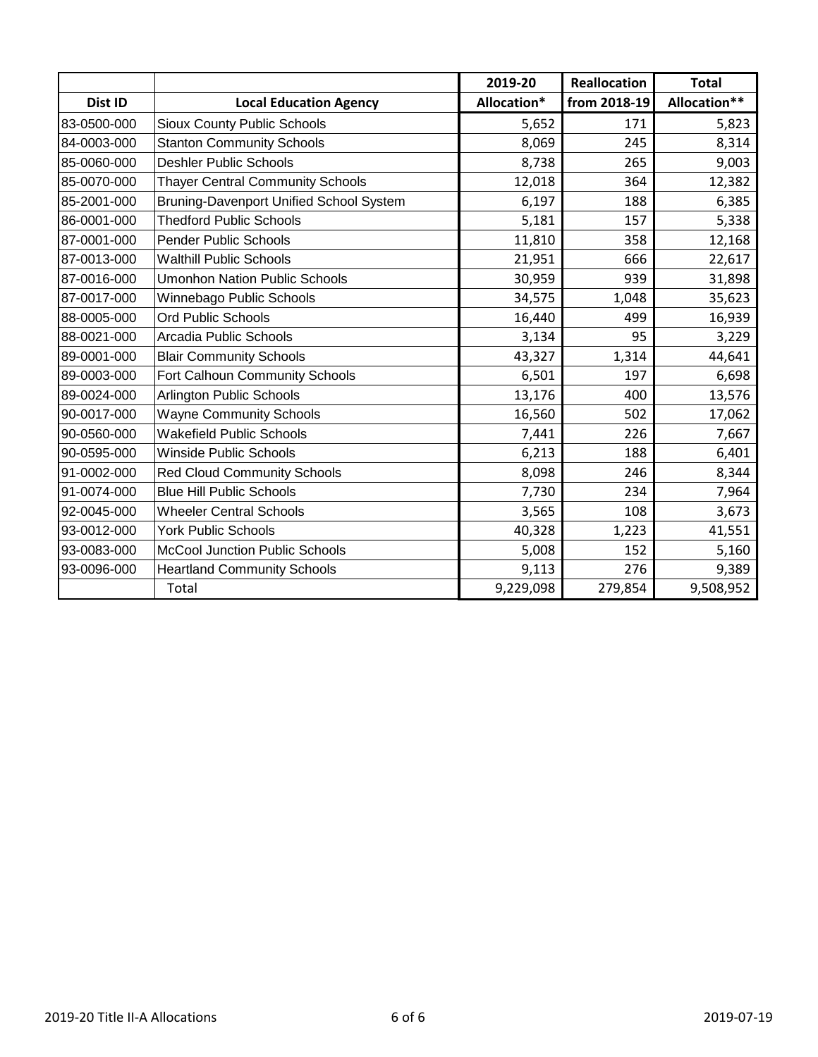| | | 2019-20 | Reallocation | Total |
|---|---|---|---|---|
| **Dist ID** | **Local Education Agency** | **Allocation*** | **from 2018-19** | **Allocation**** |
| 83-0500-000 | Sioux County Public Schools | 5,652 | 171 | 5,823 |
| 84-0003-000 | Stanton Community Schools | 8,069 | 245 | 8,314 |
| 85-0060-000 | Deshler Public Schools | 8,738 | 265 | 9,003 |
| 85-0070-000 | Thayer Central Community Schools | 12,018 | 364 | 12,382 |
| 85-2001-000 | Bruning-Davenport Unified School System | 6,197 | 188 | 6,385 |
| 86-0001-000 | Thedford Public Schools | 5,181 | 157 | 5,338 |
| 87-0001-000 | Pender Public Schools | 11,810 | 358 | 12,168 |
| 87-0013-000 | Walthill Public Schools | 21,951 | 666 | 22,617 |
| 87-0016-000 | Umonhon Nation Public Schools | 30,959 | 939 | 31,898 |
| 87-0017-000 | Winnebago Public Schools | 34,575 | 1,048 | 35,623 |
| 88-0005-000 | Ord Public Schools | 16,440 | 499 | 16,939 |
| 88-0021-000 | Arcadia Public Schools | 3,134 | 95 | 3,229 |
| 89-0001-000 | Blair Community Schools | 43,327 | 1,314 | 44,641 |
| 89-0003-000 | Fort Calhoun Community Schools | 6,501 | 197 | 6,698 |
| 89-0024-000 | Arlington Public Schools | 13,176 | 400 | 13,576 |
| 90-0017-000 | Wayne Community Schools | 16,560 | 502 | 17,062 |
| 90-0560-000 | Wakefield Public Schools | 7,441 | 226 | 7,667 |
| 90-0595-000 | Winside Public Schools | 6,213 | 188 | 6,401 |
| 91-0002-000 | Red Cloud Community Schools | 8,098 | 246 | 8,344 |
| 91-0074-000 | Blue Hill Public Schools | 7,730 | 234 | 7,964 |
| 92-0045-000 | Wheeler Central Schools | 3,565 | 108 | 3,673 |
| 93-0012-000 | York Public Schools | 40,328 | 1,223 | 41,551 |
| 93-0083-000 | McCool Junction Public Schools | 5,008 | 152 | 5,160 |
| 93-0096-000 | Heartland Community Schools | 9,113 | 276 | 9,389 |
| | Total | 9,229,098 | 279,854 | 9,508,952 |